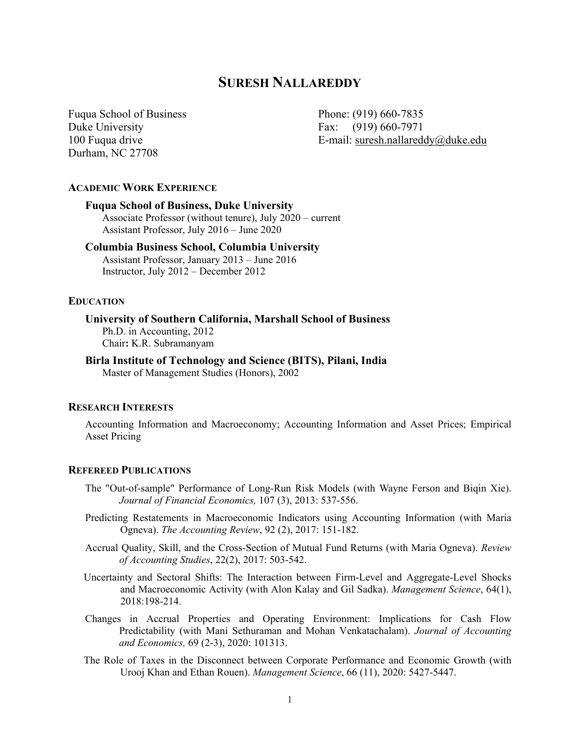# SURESH NALLAREDDY

Fuqua School of Business
Duke University
100 Fuqua drive
Durham, NC 27708

Phone: (919) 660-7835
Fax: (919) 660-7971
E-mail: suresh.nallareddy@duke.edu

## ACADEMIC WORK EXPERIENCE

### Fuqua School of Business, Duke University

Associate Professor (without tenure), July 2020 – current
Assistant Professor, July 2016 – June 2020

### Columbia Business School, Columbia University

Assistant Professor, January 2013 – June 2016
Instructor, July 2012 – December 2012

## EDUCATION

### University of Southern California, Marshall School of Business

Ph.D. in Accounting, 2012
Chair**:** K.R. Subramanyam

### Birla Institute of Technology and Science (BITS), Pilani, India

Master of Management Studies (Honors), 2002

## RESEARCH INTERESTS

Accounting Information and Macroeconomy; Accounting Information and Asset Prices; Empirical Asset Pricing

## REFEREED PUBLICATIONS

The "Out-of-sample" Performance of Long-Run Risk Models (with Wayne Ferson and Biqin Xie). *Journal of Financial Economics,* 107 (3), 2013: 537-556.

Predicting Restatements in Macroeconomic Indicators using Accounting Information (with Maria Ogneva). *The Accounting Review*, 92 (2), 2017: 151-182.

Accrual Quality, Skill, and the Cross-Section of Mutual Fund Returns (with Maria Ogneva). *Review of Accounting Studies*, 22(2), 2017: 503-542.

Uncertainty and Sectoral Shifts: The Interaction between Firm-Level and Aggregate-Level Shocks and Macroeconomic Activity (with Alon Kalay and Gil Sadka). *Management Science*, 64(1), 2018:198-214.

Changes in Accrual Properties and Operating Environment: Implications for Cash Flow Predictability (with Mani Sethuraman and Mohan Venkatachalam). *Journal of Accounting and Economics,* 69 (2-3), 2020: 101313.

The Role of Taxes in the Disconnect between Corporate Performance and Economic Growth (with Urooj Khan and Ethan Rouen). *Management Science*, 66 (11), 2020: 5427-5447.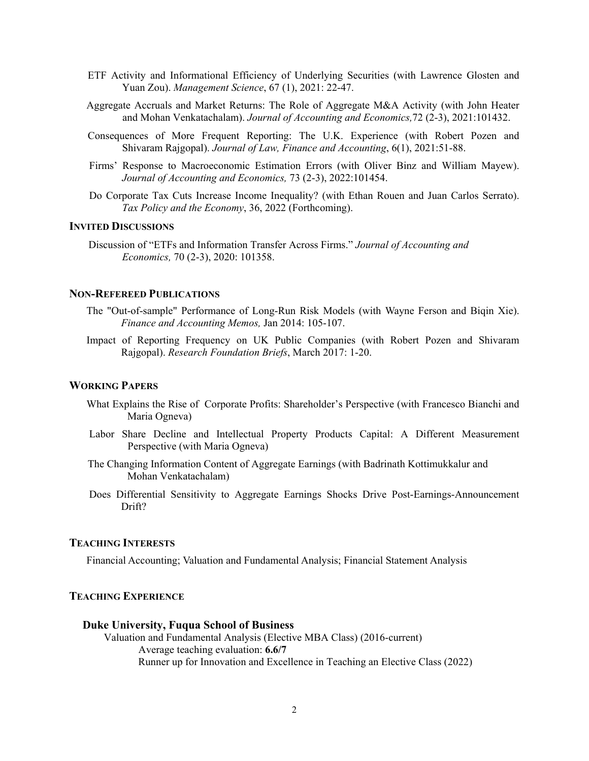ETF Activity and Informational Efficiency of Underlying Securities (with Lawrence Glosten and Yuan Zou). *Management Science*, 67 (1), 2021: 22-47.

Aggregate Accruals and Market Returns: The Role of Aggregate M&A Activity (with John Heater and Mohan Venkatachalam). *Journal of Accounting and Economics,*72 (2-3), 2021:101432.

Consequences of More Frequent Reporting: The U.K. Experience (with Robert Pozen and Shivaram Rajgopal). *Journal of Law, Finance and Accounting*, 6(1), 2021:51-88.

Firms' Response to Macroeconomic Estimation Errors (with Oliver Binz and William Mayew). *Journal of Accounting and Economics,* 73 (2-3), 2022:101454.

Do Corporate Tax Cuts Increase Income Inequality? (with Ethan Rouen and Juan Carlos Serrato). *Tax Policy and the Economy*, 36, 2022 (Forthcoming).

### INVITED DISCUSSIONS

Discussion of "ETFs and Information Transfer Across Firms." *Journal of Accounting and Economics,* 70 (2-3), 2020: 101358.

### NON-REFEREED PUBLICATIONS

The "Out-of-sample" Performance of Long-Run Risk Models (with Wayne Ferson and Biqin Xie). *Finance and Accounting Memos,* Jan 2014: 105-107.

Impact of Reporting Frequency on UK Public Companies (with Robert Pozen and Shivaram Rajgopal). *Research Foundation Briefs*, March 2017: 1-20.

### WORKING PAPERS

What Explains the Rise of Corporate Profits: Shareholder's Perspective (with Francesco Bianchi and Maria Ogneva)

Labor Share Decline and Intellectual Property Products Capital: A Different Measurement Perspective (with Maria Ogneva)

The Changing Information Content of Aggregate Earnings (with Badrinath Kottimukkalur and Mohan Venkatachalam)

Does Differential Sensitivity to Aggregate Earnings Shocks Drive Post-Earnings-Announcement Drift?

### TEACHING INTERESTS

Financial Accounting; Valuation and Fundamental Analysis; Financial Statement Analysis

### TEACHING EXPERIENCE

**Duke University, Fuqua School of Business**

Valuation and Fundamental Analysis (Elective MBA Class) (2016-current)

Average teaching evaluation: **6.6/7**

Runner up for Innovation and Excellence in Teaching an Elective Class (2022)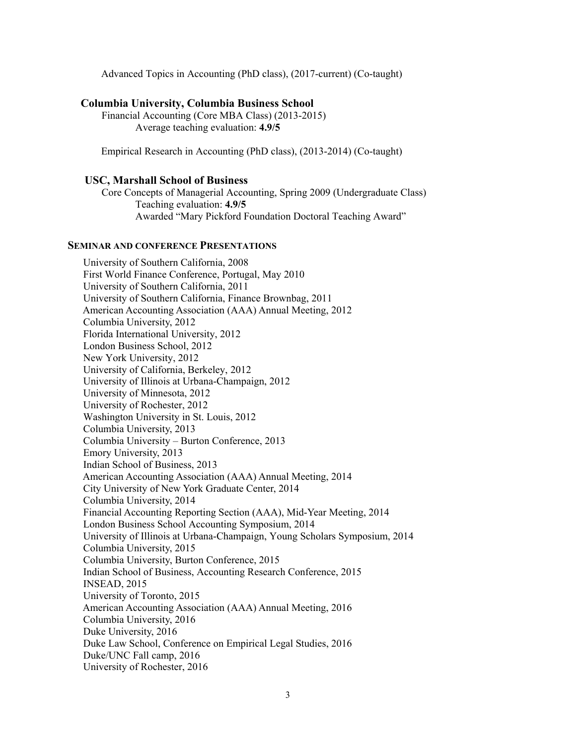Advanced Topics in Accounting (PhD class), (2017-current) (Co-taught)

### Columbia University, Columbia Business School

Financial Accounting (Core MBA Class) (2013-2015)
Average teaching evaluation: **4.9/5**

Empirical Research in Accounting (PhD class), (2013-2014) (Co-taught)

### USC, Marshall School of Business

Core Concepts of Managerial Accounting, Spring 2009 (Undergraduate Class)
Teaching evaluation: **4.9/5**
Awarded "Mary Pickford Foundation Doctoral Teaching Award"

## SEMINAR AND CONFERENCE PRESENTATIONS

University of Southern California, 2008
First World Finance Conference, Portugal, May 2010
University of Southern California, 2011
University of Southern California, Finance Brownbag, 2011
American Accounting Association (AAA) Annual Meeting, 2012
Columbia University, 2012
Florida International University, 2012
London Business School, 2012
New York University, 2012
University of California, Berkeley, 2012
University of Illinois at Urbana-Champaign, 2012
University of Minnesota, 2012
University of Rochester, 2012
Washington University in St. Louis, 2012
Columbia University, 2013
Columbia University – Burton Conference, 2013
Emory University, 2013
Indian School of Business, 2013
American Accounting Association (AAA) Annual Meeting, 2014
City University of New York Graduate Center, 2014
Columbia University, 2014
Financial Accounting Reporting Section (AAA), Mid-Year Meeting, 2014
London Business School Accounting Symposium, 2014
University of Illinois at Urbana-Champaign, Young Scholars Symposium, 2014
Columbia University, 2015
Columbia University, Burton Conference, 2015
Indian School of Business, Accounting Research Conference, 2015
INSEAD, 2015
University of Toronto, 2015
American Accounting Association (AAA) Annual Meeting, 2016
Columbia University, 2016
Duke University, 2016
Duke Law School, Conference on Empirical Legal Studies, 2016
Duke/UNC Fall camp, 2016
University of Rochester, 2016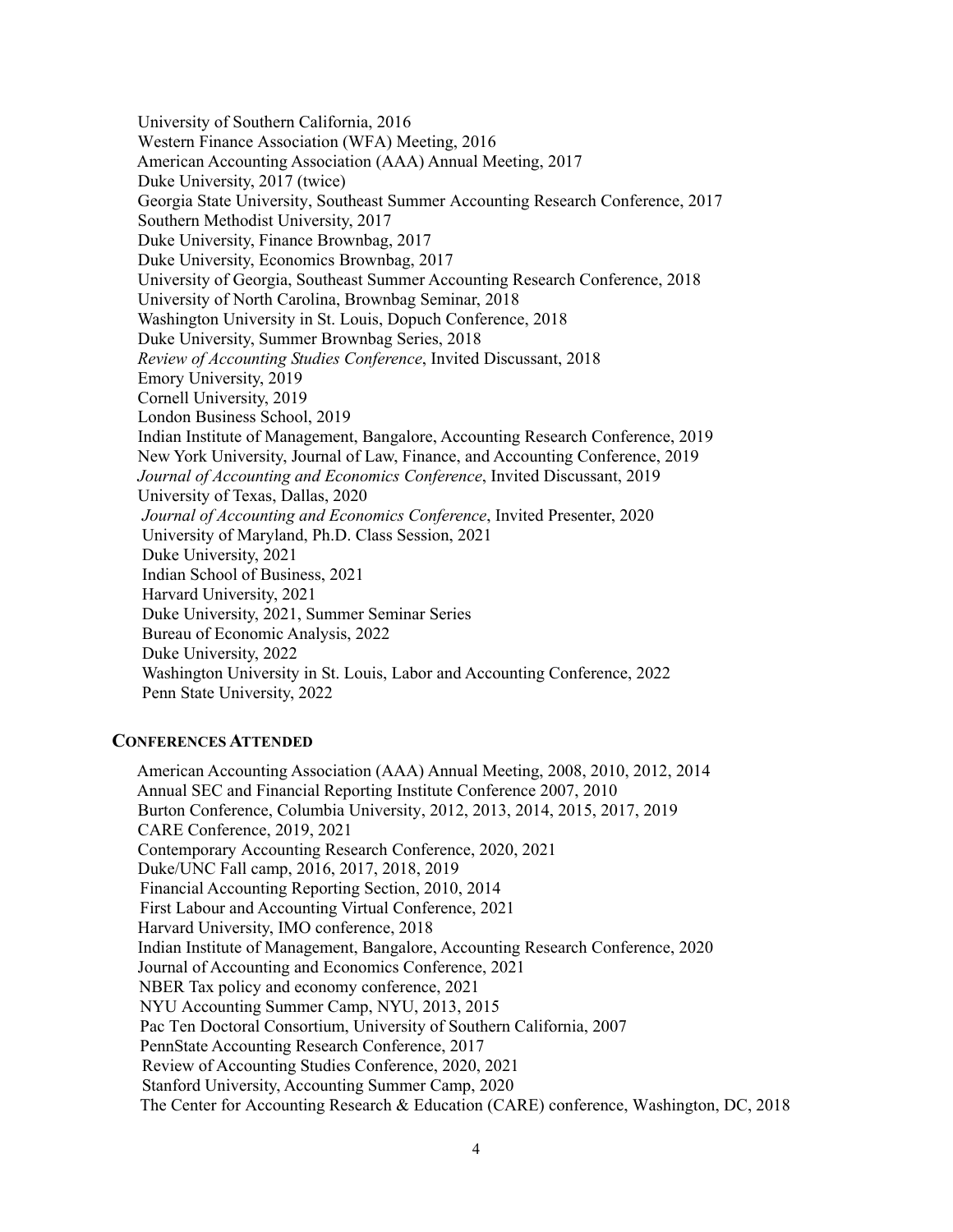University of Southern California, 2016
Western Finance Association (WFA) Meeting, 2016
American Accounting Association (AAA) Annual Meeting, 2017
Duke University, 2017 (twice)
Georgia State University, Southeast Summer Accounting Research Conference, 2017
Southern Methodist University, 2017
Duke University, Finance Brownbag, 2017
Duke University, Economics Brownbag, 2017
University of Georgia, Southeast Summer Accounting Research Conference, 2018
University of North Carolina, Brownbag Seminar, 2018
Washington University in St. Louis, Dopuch Conference, 2018
Duke University, Summer Brownbag Series, 2018
*Review of Accounting Studies Conference*, Invited Discussant, 2018
Emory University, 2019
Cornell University, 2019
London Business School, 2019
Indian Institute of Management, Bangalore, Accounting Research Conference, 2019
New York University, Journal of Law, Finance, and Accounting Conference, 2019
*Journal of Accounting and Economics Conference*, Invited Discussant, 2019
University of Texas, Dallas, 2020
*Journal of Accounting and Economics Conference*, Invited Presenter, 2020
University of Maryland, Ph.D. Class Session, 2021
Duke University, 2021
Indian School of Business, 2021
Harvard University, 2021
Duke University, 2021, Summer Seminar Series
Bureau of Economic Analysis, 2022
Duke University, 2022
Washington University in St. Louis, Labor and Accounting Conference, 2022
Penn State University, 2022

## CONFERENCES ATTENDED

American Accounting Association (AAA) Annual Meeting, 2008, 2010, 2012, 2014
Annual SEC and Financial Reporting Institute Conference 2007, 2010
Burton Conference, Columbia University, 2012, 2013, 2014, 2015, 2017, 2019
CARE Conference, 2019, 2021
Contemporary Accounting Research Conference, 2020, 2021
Duke/UNC Fall camp, 2016, 2017, 2018, 2019
Financial Accounting Reporting Section, 2010, 2014
First Labour and Accounting Virtual Conference, 2021
Harvard University, IMO conference, 2018
Indian Institute of Management, Bangalore, Accounting Research Conference, 2020
Journal of Accounting and Economics Conference, 2021
NBER Tax policy and economy conference, 2021
NYU Accounting Summer Camp, NYU, 2013, 2015
Pac Ten Doctoral Consortium, University of Southern California, 2007
PennState Accounting Research Conference, 2017
Review of Accounting Studies Conference, 2020, 2021
Stanford University, Accounting Summer Camp, 2020
The Center for Accounting Research & Education (CARE) conference, Washington, DC, 2018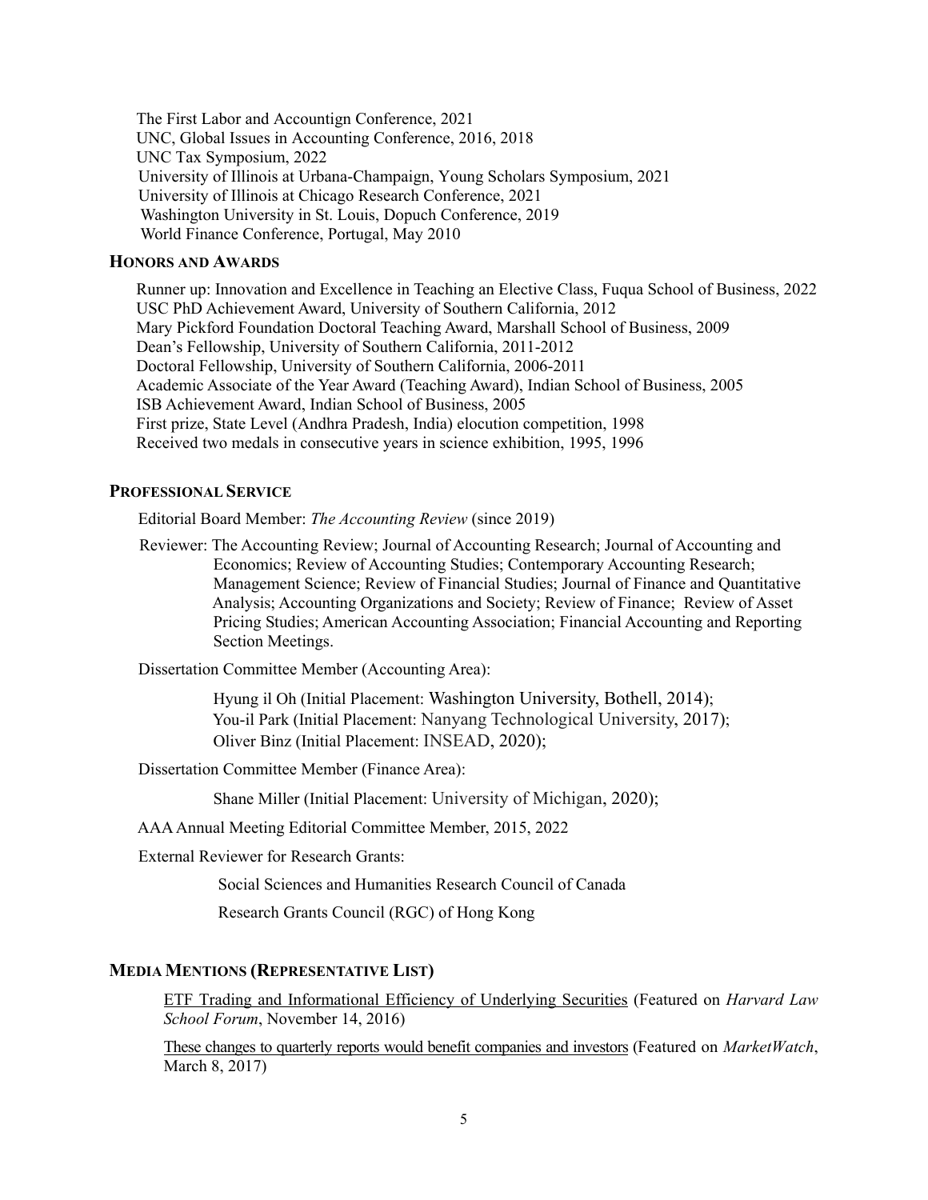The First Labor and Accountign Conference, 2021
UNC, Global Issues in Accounting Conference, 2016, 2018
UNC Tax Symposium, 2022
University of Illinois at Urbana-Champaign, Young Scholars Symposium, 2021
University of Illinois at Chicago Research Conference, 2021
Washington University in St. Louis, Dopuch Conference, 2019
World Finance Conference, Portugal, May 2010

## HONORS AND AWARDS

Runner up: Innovation and Excellence in Teaching an Elective Class, Fuqua School of Business, 2022
USC PhD Achievement Award, University of Southern California, 2012
Mary Pickford Foundation Doctoral Teaching Award, Marshall School of Business, 2009
Dean's Fellowship, University of Southern California, 2011-2012
Doctoral Fellowship, University of Southern California, 2006-2011
Academic Associate of the Year Award (Teaching Award), Indian School of Business, 2005
ISB Achievement Award, Indian School of Business, 2005
First prize, State Level (Andhra Pradesh, India) elocution competition, 1998
Received two medals in consecutive years in science exhibition, 1995, 1996

## PROFESSIONAL SERVICE

Editorial Board Member: *The Accounting Review* (since 2019)

Reviewer: The Accounting Review; Journal of Accounting Research; Journal of Accounting and Economics; Review of Accounting Studies; Contemporary Accounting Research; Management Science; Review of Financial Studies; Journal of Finance and Quantitative Analysis; Accounting Organizations and Society; Review of Finance; Review of Asset Pricing Studies; American Accounting Association; Financial Accounting and Reporting Section Meetings.

Dissertation Committee Member (Accounting Area):

Hyung il Oh (Initial Placement: Washington University, Bothell, 2014);
You-il Park (Initial Placement: Nanyang Technological University, 2017);
Oliver Binz (Initial Placement: INSEAD, 2020);

Dissertation Committee Member (Finance Area):

Shane Miller (Initial Placement: University of Michigan, 2020);

AAA Annual Meeting Editorial Committee Member, 2015, 2022

External Reviewer for Research Grants:

Social Sciences and Humanities Research Council of Canada

Research Grants Council (RGC) of Hong Kong

## MEDIA MENTIONS (REPRESENTATIVE LIST)

ETF Trading and Informational Efficiency of Underlying Securities (Featured on *Harvard Law School Forum*, November 14, 2016)

These changes to quarterly reports would benefit companies and investors (Featured on *MarketWatch*, March 8, 2017)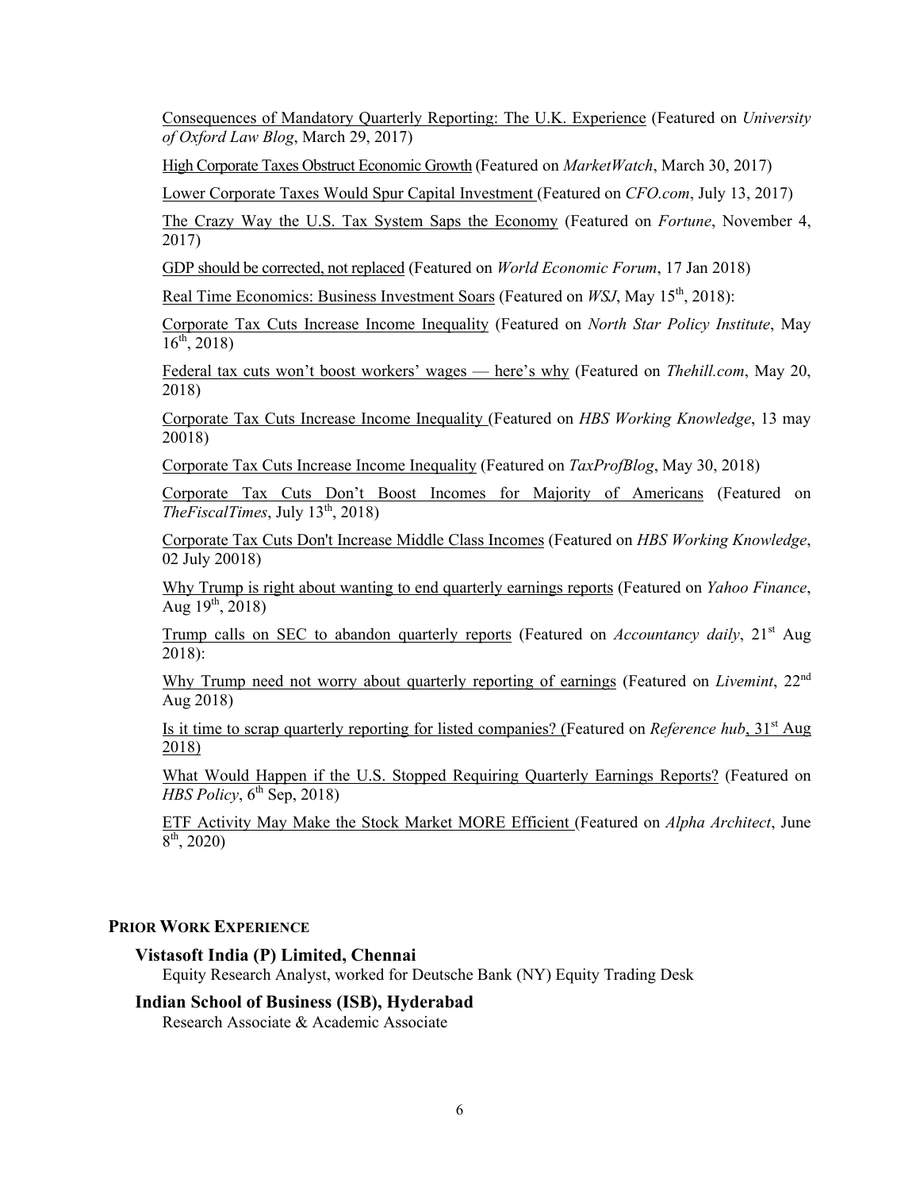Consequences of Mandatory Quarterly Reporting: The U.K. Experience (Featured on *University of Oxford Law Blog*, March 29, 2017)

High Corporate Taxes Obstruct Economic Growth (Featured on *MarketWatch*, March 30, 2017)

Lower Corporate Taxes Would Spur Capital Investment (Featured on *CFO.com*, July 13, 2017)

The Crazy Way the U.S. Tax System Saps the Economy (Featured on *Fortune*, November 4, 2017)

GDP should be corrected, not replaced (Featured on *World Economic Forum*, 17 Jan 2018)

Real Time Economics: Business Investment Soars (Featured on *WSJ*, May 15th, 2018):

Corporate Tax Cuts Increase Income Inequality (Featured on *North Star Policy Institute*, May 16th, 2018)

Federal tax cuts won't boost workers' wages — here's why (Featured on *Thehill.com*, May 20, 2018)

Corporate Tax Cuts Increase Income Inequality (Featured on *HBS Working Knowledge*, 13 may 20018)

Corporate Tax Cuts Increase Income Inequality (Featured on *TaxProfBlog*, May 30, 2018)

Corporate Tax Cuts Don't Boost Incomes for Majority of Americans (Featured on *TheFiscalTimes*, July 13th, 2018)

Corporate Tax Cuts Don't Increase Middle Class Incomes (Featured on *HBS Working Knowledge*, 02 July 20018)

Why Trump is right about wanting to end quarterly earnings reports (Featured on *Yahoo Finance*, Aug 19th, 2018)

Trump calls on SEC to abandon quarterly reports (Featured on *Accountancy daily*, 21st Aug 2018):

Why Trump need not worry about quarterly reporting of earnings (Featured on *Livemint*, 22nd Aug 2018)

Is it time to scrap quarterly reporting for listed companies? (Featured on *Reference hub*, 31st Aug 2018)

What Would Happen if the U.S. Stopped Requiring Quarterly Earnings Reports? (Featured on *HBS Policy*, 6th Sep, 2018)

ETF Activity May Make the Stock Market MORE Efficient (Featured on *Alpha Architect*, June 8th, 2020)

## PRIOR WORK EXPERIENCE

**Vistasoft India (P) Limited, Chennai**
Equity Research Analyst, worked for Deutsche Bank (NY) Equity Trading Desk

**Indian School of Business (ISB), Hyderabad**
Research Associate & Academic Associate